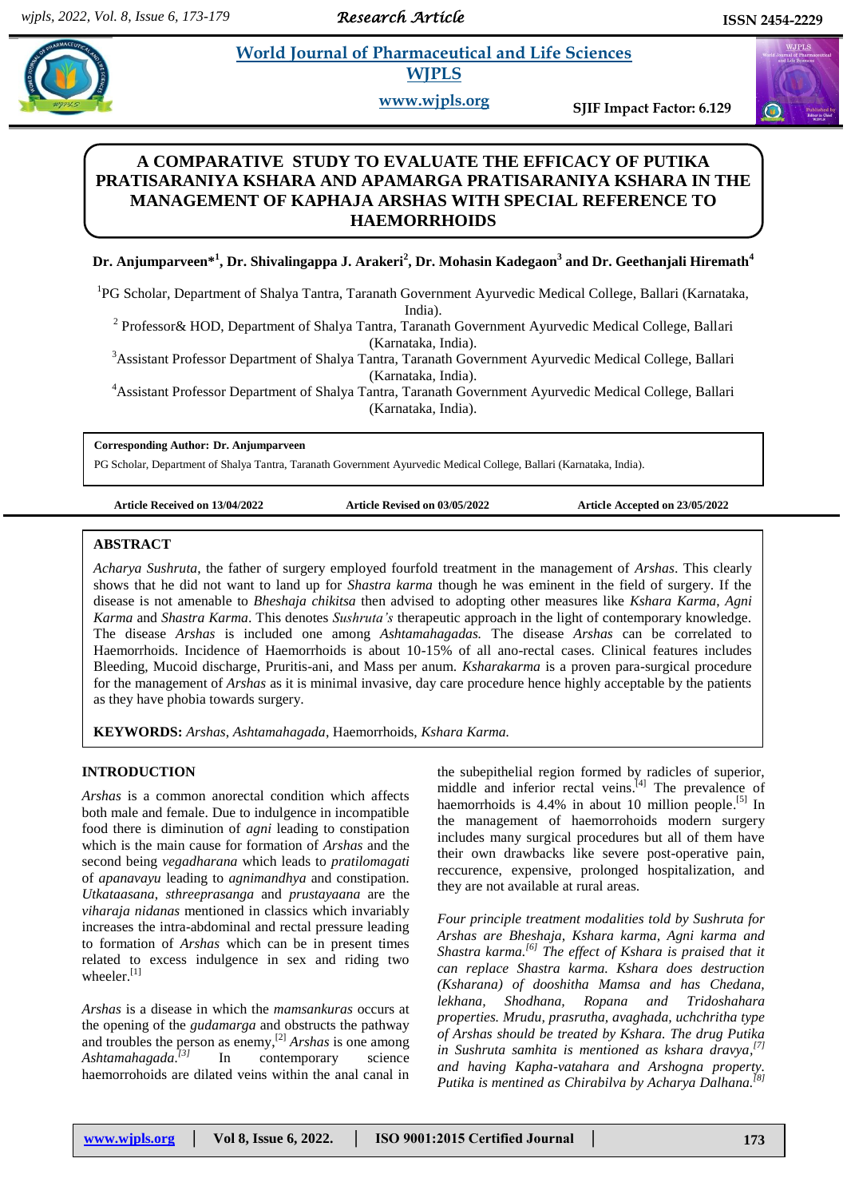# A COMPARATIVE STUDY TO EVALUATE THE EFFICACY OF PUTIKA PRATISARANIYA KSHARA AND APAMARGA PRATISARANIYA KSHARA IN THE MANAGEMENT OF KAPHAJA ARSHAS WITH SPECIAL REFERENCE TO HAEMORRHOIDS

**Dr. Anjumparveen*[1], Dr. Shivalingappa J. Arakeri[2], Dr. Mohasin Kadegaon[3] and Dr. Geethanjali Hiremath[4]**

[1]PG Scholar, Department of Shalya Tantra, Taranath Government Ayurvedic Medical College, Ballari (Karnataka, India).

[2] Professor& HOD, Department of Shalya Tantra, Taranath Government Ayurvedic Medical College, Ballari (Karnataka, India).

[3]Assistant Professor Department of Shalya Tantra, Taranath Government Ayurvedic Medical College, Ballari (Karnataka, India).

[4]Assistant Professor Department of Shalya Tantra, Taranath Government Ayurvedic Medical College, Ballari (Karnataka, India).

**Corresponding Author: Dr. Anjumparveen**

PG Scholar, Department of Shalya Tantra, Taranath Government Ayurvedic Medical College, Ballari (Karnataka, India).

**Article Received on 13/04/2022** **Article Revised on 03/05/2022** **Article Accepted on 23/05/2022**

## ABSTRACT

*Acharya Sushruta*, the father of surgery employed fourfold treatment in the management of *Arshas*. This clearly shows that he did not want to land up for *Shastra karma* though he was eminent in the field of surgery. If the disease is not amenable to *Bheshaja chikitsa* then advised to adopting other measures like *Kshara Karma*, *Agni Karma* and *Shastra Karma*. This denotes *Sushruta's* therapeutic approach in the light of contemporary knowledge. The disease *Arshas* is included one among *Ashtamahagadas.* The disease *Arshas* can be correlated to Haemorrhoids. Incidence of Haemorrhoids is about 10-15% of all ano-rectal cases. Clinical features includes Bleeding, Mucoid discharge, Pruritis-ani, and Mass per anum. *Ksharakarma* is a proven para-surgical procedure for the management of *Arshas* as it is minimal invasive, day care procedure hence highly acceptable by the patients as they have phobia towards surgery.

**KEYWORDS:** *Arshas*, *Ashtamahagada*, Haemorrhoids, *Kshara Karma.*

## INTRODUCTION

*Arshas* is a common anorectal condition which affects both male and female. Due to indulgence in incompatible food there is diminution of *agni* leading to constipation which is the main cause for formation of *Arshas* and the second being *vegadharana* which leads to *pratilomagati* of *apanavayu* leading to *agnimandhya* and constipation. *Utkataasana*, *sthreeprasanga* and *prustayaana* are the *viharaja nidanas* mentioned in classics which invariably increases the intra-abdominal and rectal pressure leading to formation of *Arshas* which can be in present times related to excess indulgence in sex and riding two wheeler.[1]

*Arshas* is a disease in which the *mamsankuras* occurs at the opening of the *gudamarga* and obstructs the pathway and troubles the person as enemy,[2] *Arshas* is one among *Ashtamahagada.*[3] In contemporary science haemorrohoids are dilated veins within the anal canal in the subepithelial region formed by radicles of superior, middle and inferior rectal veins.[4] The prevalence of haemorrhoids is 4.4% in about 10 million people.[5] In the management of haemorrohoids modern surgery includes many surgical procedures but all of them have their own drawbacks like severe post-operative pain, reccurence, expensive, prolonged hospitalization, and they are not available at rural areas.

*Four principle treatment modalities told by Sushruta for Arshas are Bheshaja, Kshara karma, Agni karma and Shastra karma.*[6] *The effect of Kshara is praised that it can replace Shastra karma. Kshara does destruction (Ksharana) of dooshitha Mamsa and has Chedana, lekhana, Shodhana, Ropana and Tridoshahara properties. Mrudu, prasrutha, avaghada, uchchritha type of Arshas should be treated by Kshara. The drug Putika in Sushruta samhita is mentioned as kshara dravya,*[7] *and having Kapha-vatahara and Arshogna property. Putika is mentined as Chirabilva by Acharya Dalhana.*[8]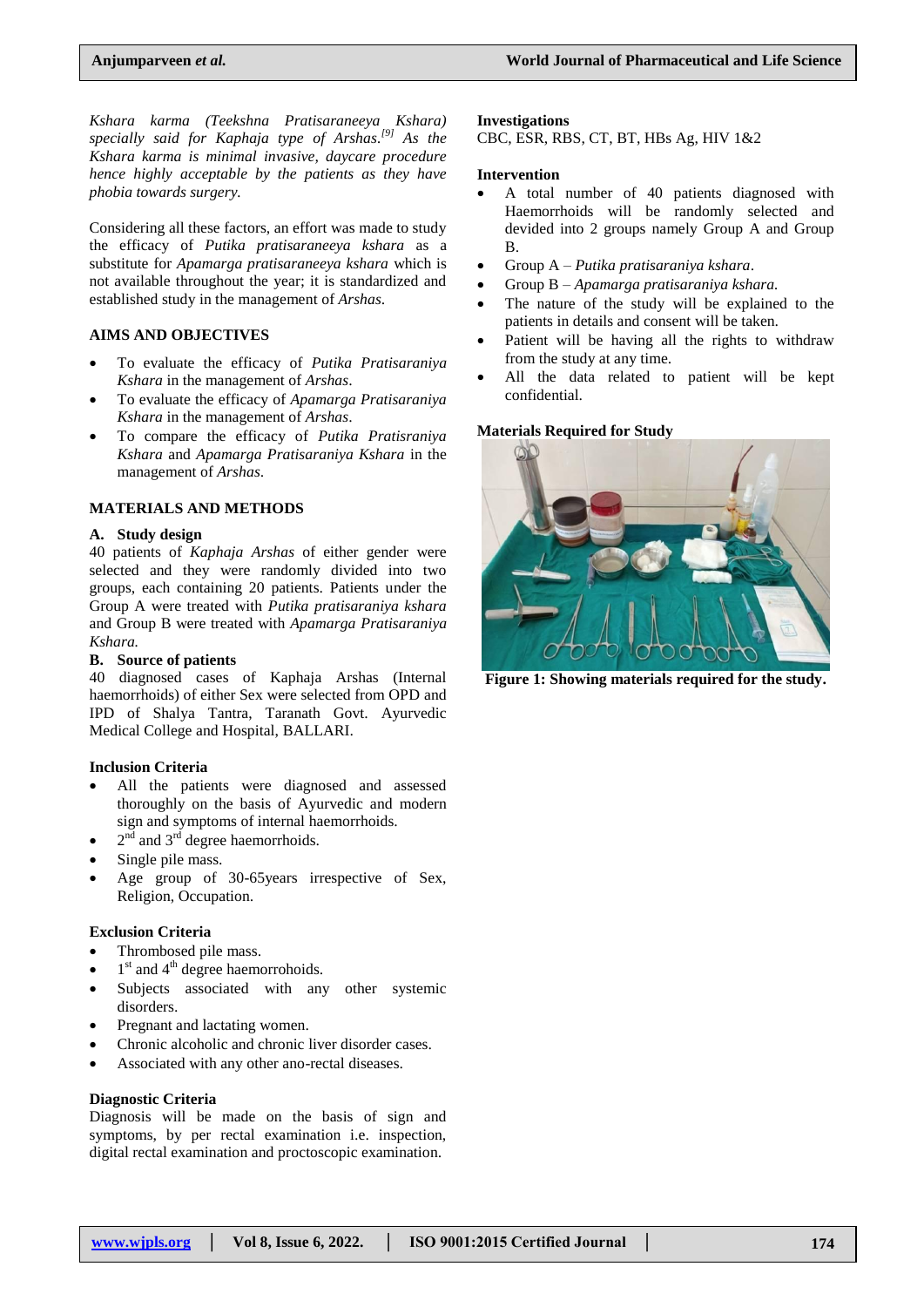*Kshara karma (Teekshna Pratisaraneeya Kshara) specially said for Kaphaja type of Arshas.*[9] *As the Kshara karma is minimal invasive, daycare procedure hence highly acceptable by the patients as they have phobia towards surgery.*

Considering all these factors, an effort was made to study the efficacy of *Putika pratisaraneeya kshara* as a substitute for *Apamarga pratisaraneeya kshara* which is not available throughout the year; it is standardized and established study in the management of *Arshas.*

## AIMS AND OBJECTIVES

- To evaluate the efficacy of *Putika Pratisaraniya Kshara* in the management of *Arshas*.
- To evaluate the efficacy of *Apamarga Pratisaraniya Kshara* in the management of *Arshas*.
- To compare the efficacy of *Putika Pratisraniya Kshara* and *Apamarga Pratisaraniya Kshara* in the management of *Arshas.*

## MATERIALS AND METHODS

### A. Study design

40 patients of *Kaphaja Arshas* of either gender were selected and they were randomly divided into two groups, each containing 20 patients. Patients under the Group A were treated with *Putika pratisaraniya kshara* and Group B were treated with *Apamarga Pratisaraniya Kshara.*

### B. Source of patients

40 diagnosed cases of Kaphaja Arshas (Internal haemorrhoids) of either Sex were selected from OPD and IPD of Shalya Tantra, Taranath Govt. Ayurvedic Medical College and Hospital, BALLARI.

### Inclusion Criteria

- All the patients were diagnosed and assessed thoroughly on the basis of Ayurvedic and modern sign and symptoms of internal haemorrhoids.
- 2nd and 3rd degree haemorrhoids.
- Single pile mass.
- Age group of 30-65years irrespective of Sex, Religion, Occupation.

### Exclusion Criteria

- Thrombosed pile mass.
- 1st and 4th degree haemorrohoids.
- Subjects associated with any other systemic disorders.
- Pregnant and lactating women.
- Chronic alcoholic and chronic liver disorder cases.
- Associated with any other ano-rectal diseases.

### Diagnostic Criteria

Diagnosis will be made on the basis of sign and symptoms, by per rectal examination i.e. inspection, digital rectal examination and proctoscopic examination.

### Investigations

CBC, ESR, RBS, CT, BT, HBs Ag, HIV 1&2

### Intervention

- A total number of 40 patients diagnosed with Haemorrhoids will be randomly selected and devided into 2 groups namely Group A and Group B.
- Group A – *Putika pratisaraniya kshara*.
- Group B – *Apamarga pratisaraniya kshara.*
- The nature of the study will be explained to the patients in details and consent will be taken.
- Patient will be having all the rights to withdraw from the study at any time.
- All the data related to patient will be kept confidential.

### Materials Required for Study

**Figure 1: Showing materials required for the study.**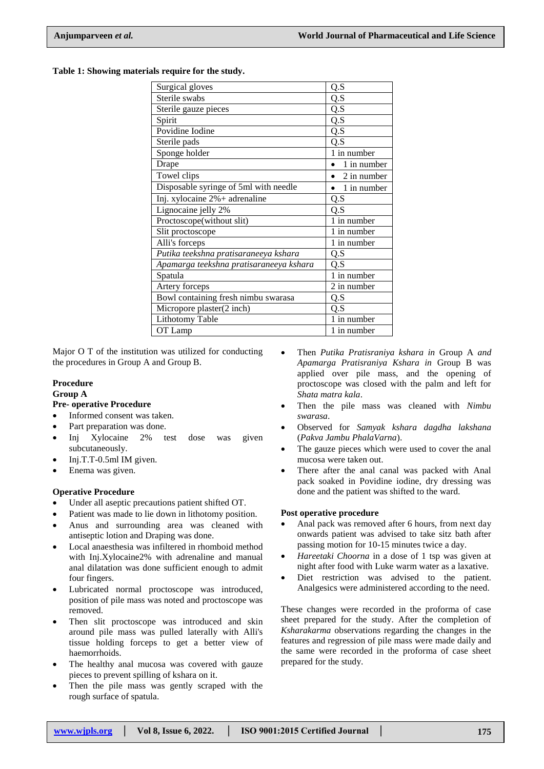**Table 1: Showing materials require for the study.**

| | |
|---|---|
| Surgical gloves | Q.S |
| Sterile swabs | Q.S |
| Sterile gauze pieces | Q.S |
| Spirit | Q.S |
| Povidine Iodine | Q.S |
| Sterile pads | Q.S |
| Sponge holder | 1 in number |
| Drape | • 1 in number |
| Towel clips | • 2 in number |
| Disposable syringe of 5ml with needle | • 1 in number |
| Inj. xylocaine 2%+ adrenaline | Q.S |
| Lignocaine jelly 2% | Q.S |
| Proctoscope(without slit) | 1 in number |
| Slit proctoscope | 1 in number |
| Alli's forceps | 1 in number |
| *Putika teekshna pratisaraneeya kshara* | Q.S |
| *Apamarga teekshna pratisaraneeya kshara* | Q.S |
| Spatula | 1 in number |
| Artery forceps | 2 in number |
| Bowl containing fresh nimbu swarasa | Q.S |
| Micropore plaster(2 inch) | Q.S |
| Lithotomy Table | 1 in number |
| OT Lamp | 1 in number |

Major O T of the institution was utilized for conducting the procedures in Group A and Group B.

**Procedure**

**Group A**

**Pre- operative Procedure**

- Informed consent was taken.
- Part preparation was done.
- Inj Xylocaine 2% test dose was given subcutaneously.
- Inj.T.T-0.5ml IM given.
- Enema was given.

**Operative Procedure**

- Under all aseptic precautions patient shifted OT.
- Patient was made to lie down in lithotomy position.
- Anus and surrounding area was cleaned with antiseptic lotion and Draping was done.
- Local anaesthesia was infiltered in rhomboid method with Inj.Xylocaine2% with adrenaline and manual anal dilatation was done sufficient enough to admit four fingers.
- Lubricated normal proctoscope was introduced, position of pile mass was noted and proctoscope was removed.
- Then slit proctoscope was introduced and skin around pile mass was pulled laterally with Alli's tissue holding forceps to get a better view of haemorrhoids.
- The healthy anal mucosa was covered with gauze pieces to prevent spilling of kshara on it.
- Then the pile mass was gently scraped with the rough surface of spatula.
- Then *Putika Pratisraniya kshara in* Group A *and Apamarga Pratisraniya Kshara in* Group B was applied over pile mass, and the opening of proctoscope was closed with the palm and left for *Shata matra kala*.
- Then the pile mass was cleaned with *Nimbu swarasa*.
- Observed for *Samyak kshara dagdha lakshana* (*Pakva Jambu PhalaVarna*).
- The gauze pieces which were used to cover the anal mucosa were taken out.
- There after the anal canal was packed with Anal pack soaked in Povidine iodine, dry dressing was done and the patient was shifted to the ward.

**Post operative procedure**

- Anal pack was removed after 6 hours, from next day onwards patient was advised to take sitz bath after passing motion for 10-15 minutes twice a day.
- *Hareetaki Choorna* in a dose of 1 tsp was given at night after food with Luke warm water as a laxative.
- Diet restriction was advised to the patient. Analgesics were administered according to the need.

These changes were recorded in the proforma of case sheet prepared for the study. After the completion of *Ksharakarma* observations regarding the changes in the features and regression of pile mass were made daily and the same were recorded in the proforma of case sheet prepared for the study.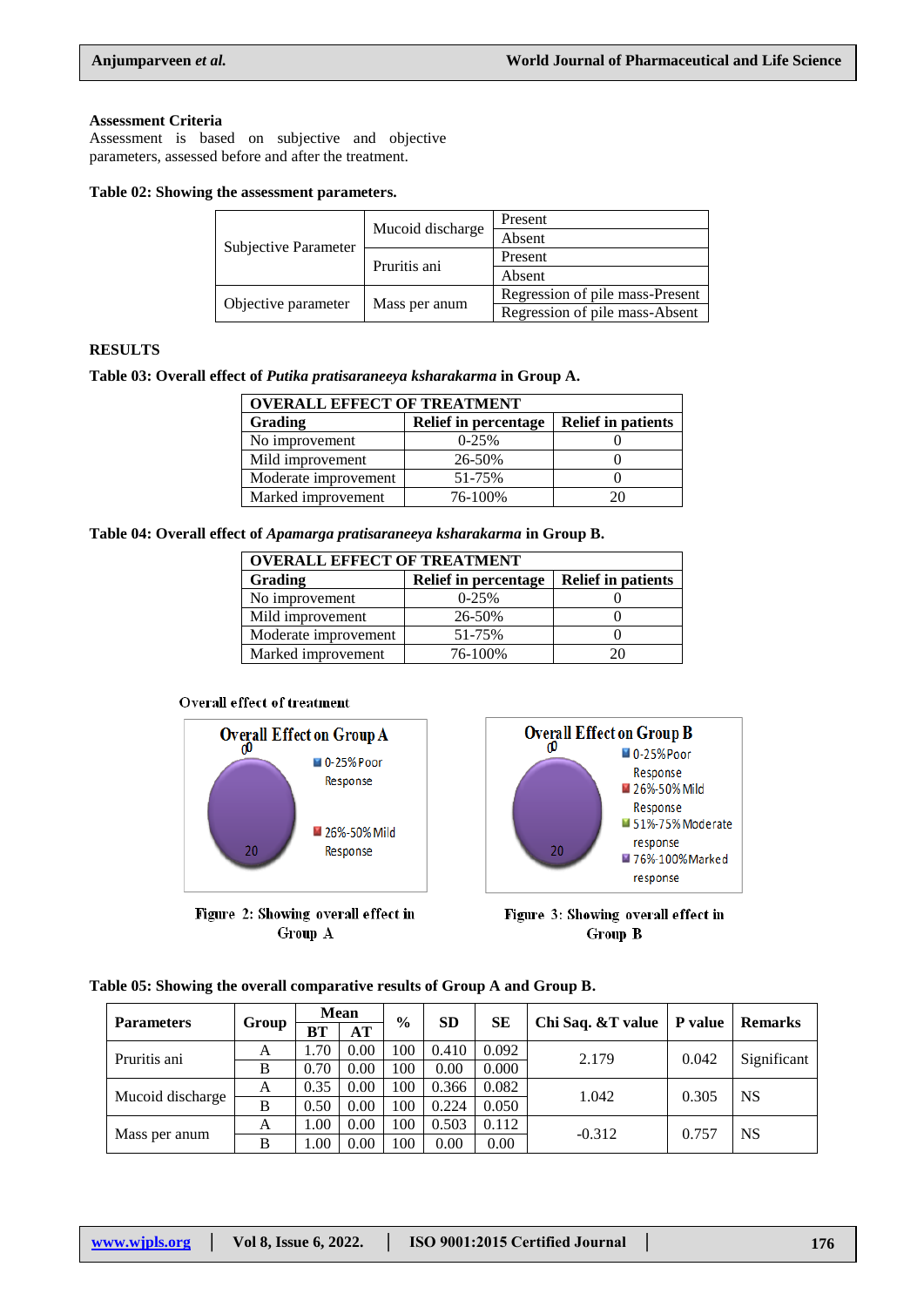**Assessment Criteria**

Assessment is based on subjective and objective parameters, assessed before and after the treatment.

**Table 02: Showing the assessment parameters.**

| | | |
|---|---|---|
| Subjective Parameter | Mucoid discharge | Present |
| | | Absent |
| | Pruritis ani | Present |
| | | Absent |
| Objective parameter | Mass per anum | Regression of pile mass-Present |
| | | Regression of pile mass-Absent |

## RESULTS

**Table 03: Overall effect of *Putika pratisaraneeya ksharakarma* in Group A.**

| OVERALL EFFECT OF TREATMENT | | |
|---|---|---|
| **Grading** | **Relief in percentage** | **Relief in patients** |
| No improvement | 0-25% | 0 |
| Mild improvement | 26-50% | 0 |
| Moderate improvement | 51-75% | 0 |
| Marked improvement | 76-100% | 20 |

**Table 04: Overall effect of *Apamarga pratisaraneeya ksharakarma* in Group B.**

| OVERALL EFFECT OF TREATMENT | | |
|---|---|---|
| **Grading** | **Relief in percentage** | **Relief in patients** |
| No improvement | 0-25% | 0 |
| Mild improvement | 26-50% | 0 |
| Moderate improvement | 51-75% | 0 |
| Marked improvement | 76-100% | 20 |

Overall effect of treatment

Overall Effect on Group A

0 0

20

0-25% Poor Response

26%-50% Mild Response

Figure 2: Showing overall effect in Group A

Overall Effect on Group B

0 0

20

0-25% Poor Response

26%-50% Mild Response

51%-75% Moderate response

76%-100% Marked response

Figure 3: Showing overall effect in Group B

**Table 05: Showing the overall comparative results of Group A and Group B.**

| Parameters | Group | Mean | | % | SD | SE | Chi Saq. &T value | P value | Remarks |
|---|---|---|---|---|---|---|---|---|---|
| | | BT | AT | | | | | | |
| Pruritis ani | A | 1.70 | 0.00 | 100 | 0.410 | 0.092 | 2.179 | 0.042 | Significant |
| | B | 0.70 | 0.00 | 100 | 0.00 | 0.000 | | | |
| Mucoid discharge | A | 0.35 | 0.00 | 100 | 0.366 | 0.082 | 1.042 | 0.305 | NS |
| | B | 0.50 | 0.00 | 100 | 0.224 | 0.050 | | | |
| Mass per anum | A | 1.00 | 0.00 | 100 | 0.503 | 0.112 | -0.312 | 0.757 | NS |
| | B | 1.00 | 0.00 | 100 | 0.00 | 0.00 | | | |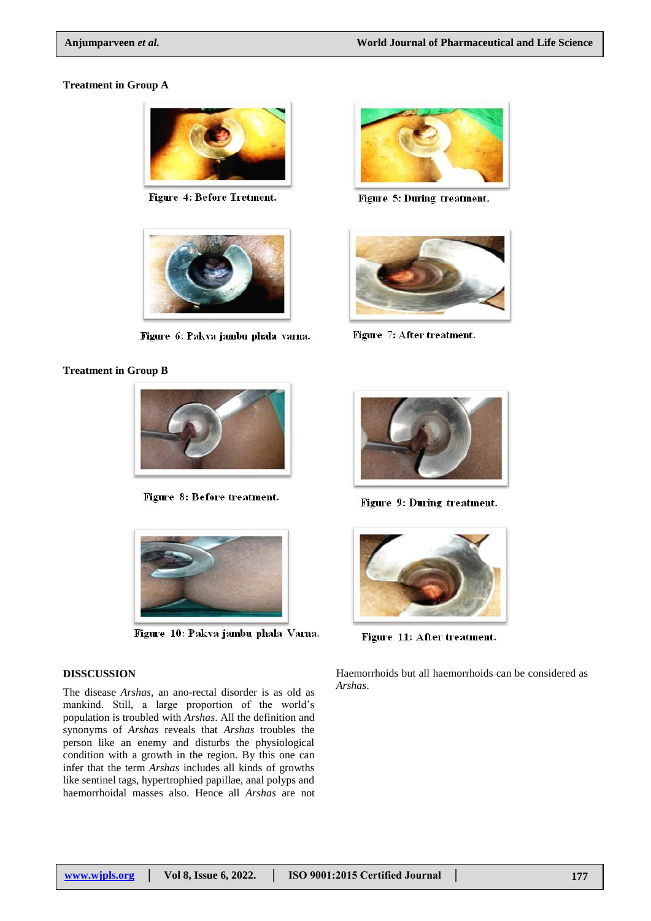**Treatment in Group A**

Figure 4: Before Tretment.

Figure 5: During treatment.

Figure 6: Pakva jambu phala varna.

Figure 7: After treatment.

**Treatment in Group B**

Figure 8: Before treatment.

Figure 9: During treatment.

Figure 10: Pakva jambu phala Varna.

Figure 11: After treatment.

## DISSCUSSION

The disease *Arshas*, an ano-rectal disorder is as old as mankind. Still, a large proportion of the world's population is troubled with *Arshas*. All the definition and synonyms of *Arshas* reveals that *Arshas* troubles the person like an enemy and disturbs the physiological condition with a growth in the region. By this one can infer that the term *Arshas* includes all kinds of growths like sentinel tags, hypertrophied papillae, anal polyps and haemorrhoidal masses also. Hence all *Arshas* are not Haemorrhoids but all haemorrhoids can be considered as *Arshas*.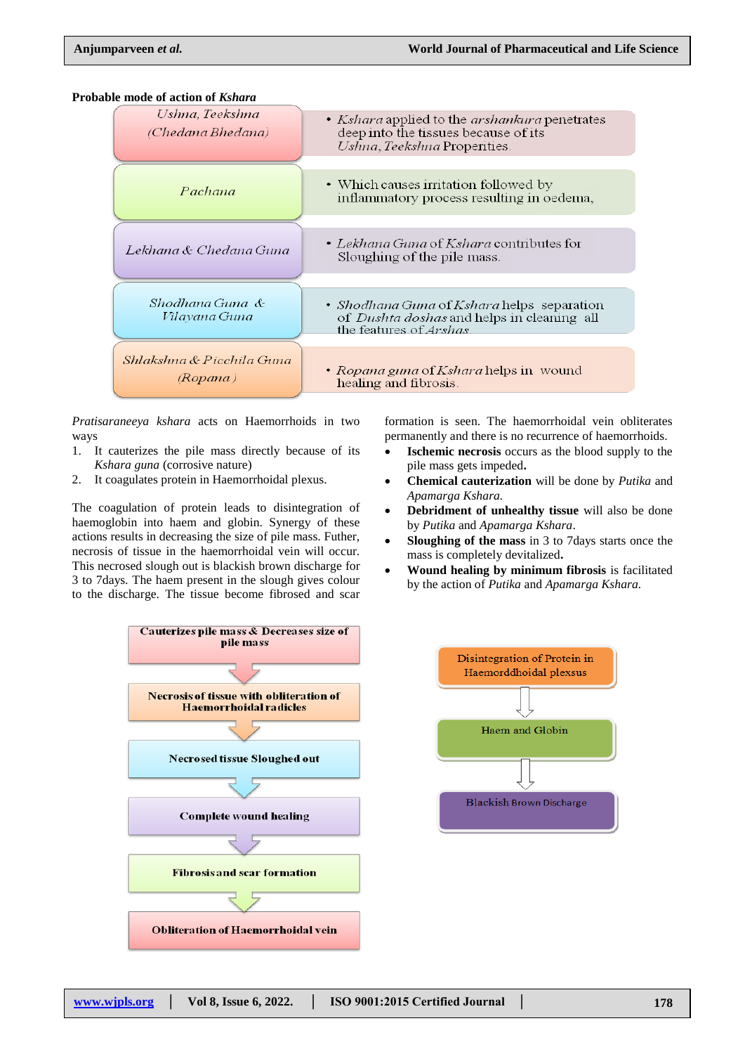**Probable mode of action of *Kshara***

| | |
|---|---|
| *Ushna, Teekshna (Chedana Bhedana)* | • *Kshara* applied to the *arshankura* penetrates deep into the tissues because of its *Ushna, Teekshna* Properties. |
| *Pachana* | • Which causes irritation followed by inflammatory process resulting in oedema, |
| *Lekhana & Chedana Guna* | • *Lekhana Guna* of *Kshara* contributes for Sloughing of the pile mass. |
| *Shodhana Guna & Vilayana Guna* | • *Shodhana Guna* of *Kshara* helps separation of *Dushta doshas* and helps in cleaning all the features of *Arshas*. |
| *Shlakshna & Picchila Guna (Ropana )* | • *Ropana guna* of *Kshara* helps in wound healing and fibrosis. |

*Pratisaraneeya kshara* acts on Haemorrhoids in two ways

1. It cauterizes the pile mass directly because of its *Kshara guna* (corrosive nature)
2. It coagulates protein in Haemorrhoidal plexus.

The coagulation of protein leads to disintegration of haemoglobin into haem and globin. Synergy of these actions results in decreasing the size of pile mass. Futher, necrosis of tissue in the haemorrhoidal vein will occur. This necrosed slough out is blackish brown discharge for 3 to 7days. The haem present in the slough gives colour to the discharge. The tissue become fibrosed and scar formation is seen. The haemorrhoidal vein obliterates permanently and there is no recurrence of haemorrhoids.

- **Ischemic necrosis** occurs as the blood supply to the pile mass gets impeded**.**
- **Chemical cauterization** will be done by *Putika* and *Apamarga Kshara.*
- **Debridment of unhealthy tissue** will also be done by *Putika* and *Apamarga Kshara*.
- **Sloughing of the mass** in 3 to 7days starts once the mass is completely devitalized**.**
- **Wound healing by minimum fibrosis** is facilitated by the action of *Putika* and *Apamarga Kshara.*

**Cauterizes pile mass & Decreases size of pile mass** → **Necrosis of tissue with obliteration of Haemorrhoidal radicles** → **Necrosed tissue Sloughed out** → **Complete wound healing** → **Fibrosis and scar formation** → **Obliteration of Haemorrhoidal vein**

Disintegration of Protein in Haemorddhoidal plexsus → Haem and Globin → Blackish Brown Discharge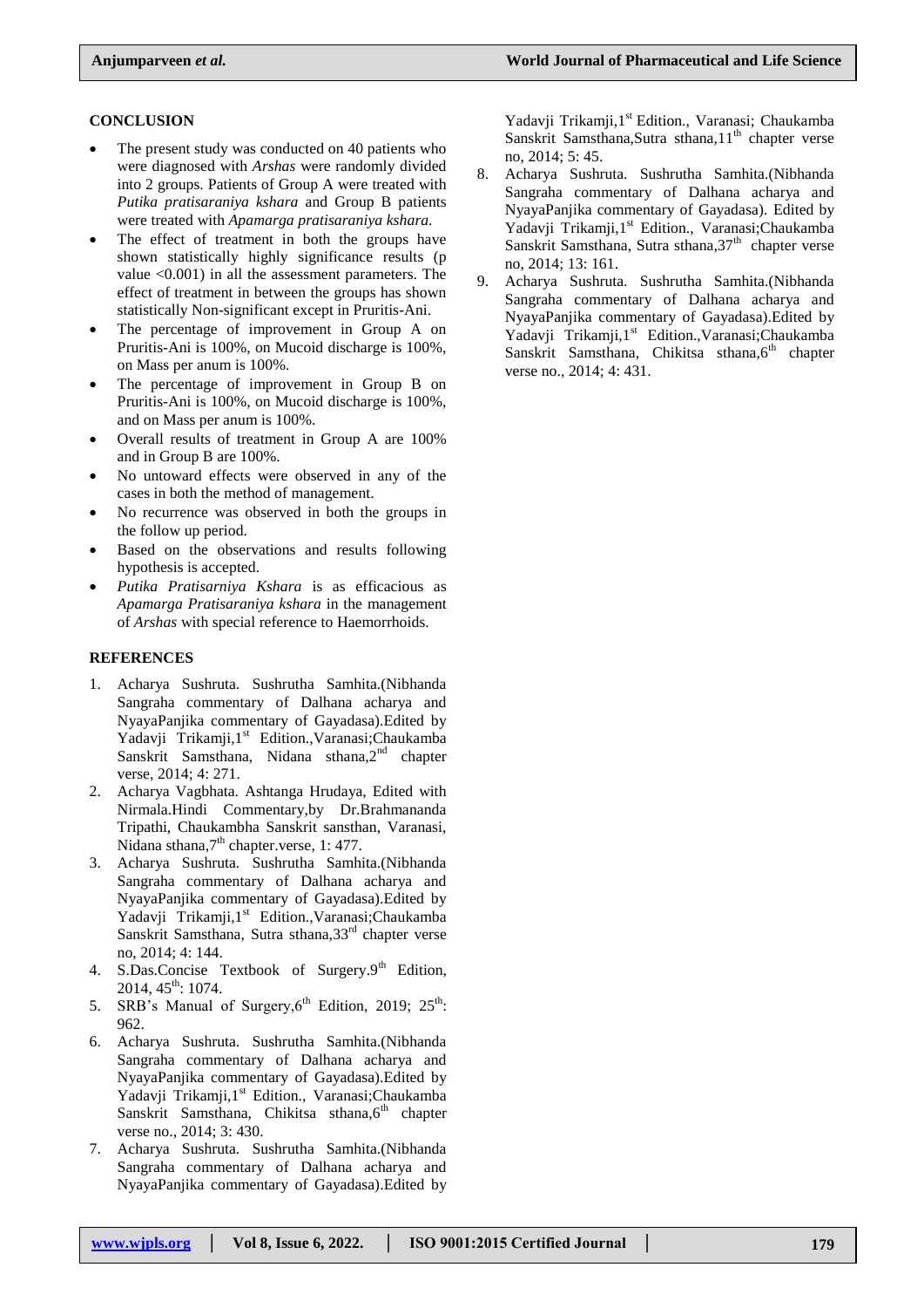## CONCLUSION

- The present study was conducted on 40 patients who were diagnosed with *Arshas* were randomly divided into 2 groups. Patients of Group A were treated with *Putika pratisaraniya kshara* and Group B patients were treated with *Apamarga pratisaraniya kshara.*
- The effect of treatment in both the groups have shown statistically highly significance results (p value <0.001) in all the assessment parameters. The effect of treatment in between the groups has shown statistically Non-significant except in Pruritis-Ani.
- The percentage of improvement in Group A on Pruritis-Ani is 100%, on Mucoid discharge is 100%, on Mass per anum is 100%.
- The percentage of improvement in Group B on Pruritis-Ani is 100%, on Mucoid discharge is 100%, and on Mass per anum is 100%.
- Overall results of treatment in Group A are 100% and in Group B are 100%.
- No untoward effects were observed in any of the cases in both the method of management.
- No recurrence was observed in both the groups in the follow up period.
- Based on the observations and results following hypothesis is accepted.
- *Putika Pratisarniya Kshara* is as efficacious as *Apamarga Pratisaraniya kshara* in the management of *Arshas* with special reference to Haemorrhoids.

## REFERENCES

1. Acharya Sushruta. Sushrutha Samhita.(Nibhanda Sangraha commentary of Dalhana acharya and NyayaPanjika commentary of Gayadasa).Edited by Yadavji Trikamji,1st Edition.,Varanasi;Chaukamba Sanskrit Samsthana, Nidana sthana,2nd chapter verse, 2014; 4: 271.
2. Acharya Vagbhata. Ashtanga Hrudaya, Edited with Nirmala.Hindi Commentary,by Dr.Brahmananda Tripathi, Chaukambha Sanskrit sansthan, Varanasi, Nidana sthana,7th chapter.verse, 1: 477.
3. Acharya Sushruta. Sushrutha Samhita.(Nibhanda Sangraha commentary of Dalhana acharya and NyayaPanjika commentary of Gayadasa).Edited by Yadavji Trikamji,1st Edition.,Varanasi;Chaukamba Sanskrit Samsthana, Sutra sthana,33rd chapter verse no, 2014; 4: 144.
4. S.Das.Concise Textbook of Surgery.9th Edition, 2014, 45th: 1074.
5. SRB's Manual of Surgery,6th Edition, 2019; 25th: 962.
6. Acharya Sushruta. Sushrutha Samhita.(Nibhanda Sangraha commentary of Dalhana acharya and NyayaPanjika commentary of Gayadasa).Edited by Yadavji Trikamji,1st Edition., Varanasi;Chaukamba Sanskrit Samsthana, Chikitsa sthana,6th chapter verse no., 2014; 3: 430.
7. Acharya Sushruta. Sushrutha Samhita.(Nibhanda Sangraha commentary of Dalhana acharya and NyayaPanjika commentary of Gayadasa).Edited by Yadavji Trikamji,1st Edition., Varanasi; Chaukamba Sanskrit Samsthana,Sutra sthana,11th chapter verse no, 2014; 5: 45.
8. Acharya Sushruta. Sushrutha Samhita.(Nibhanda Sangraha commentary of Dalhana acharya and NyayaPanjika commentary of Gayadasa). Edited by Yadavji Trikamji,1st Edition., Varanasi;Chaukamba Sanskrit Samsthana, Sutra sthana,37th chapter verse no, 2014; 13: 161.
9. Acharya Sushruta. Sushrutha Samhita.(Nibhanda Sangraha commentary of Dalhana acharya and NyayaPanjika commentary of Gayadasa).Edited by Yadavji Trikamji,1st Edition.,Varanasi;Chaukamba Sanskrit Samsthana, Chikitsa sthana,6th chapter verse no., 2014; 4: 431.